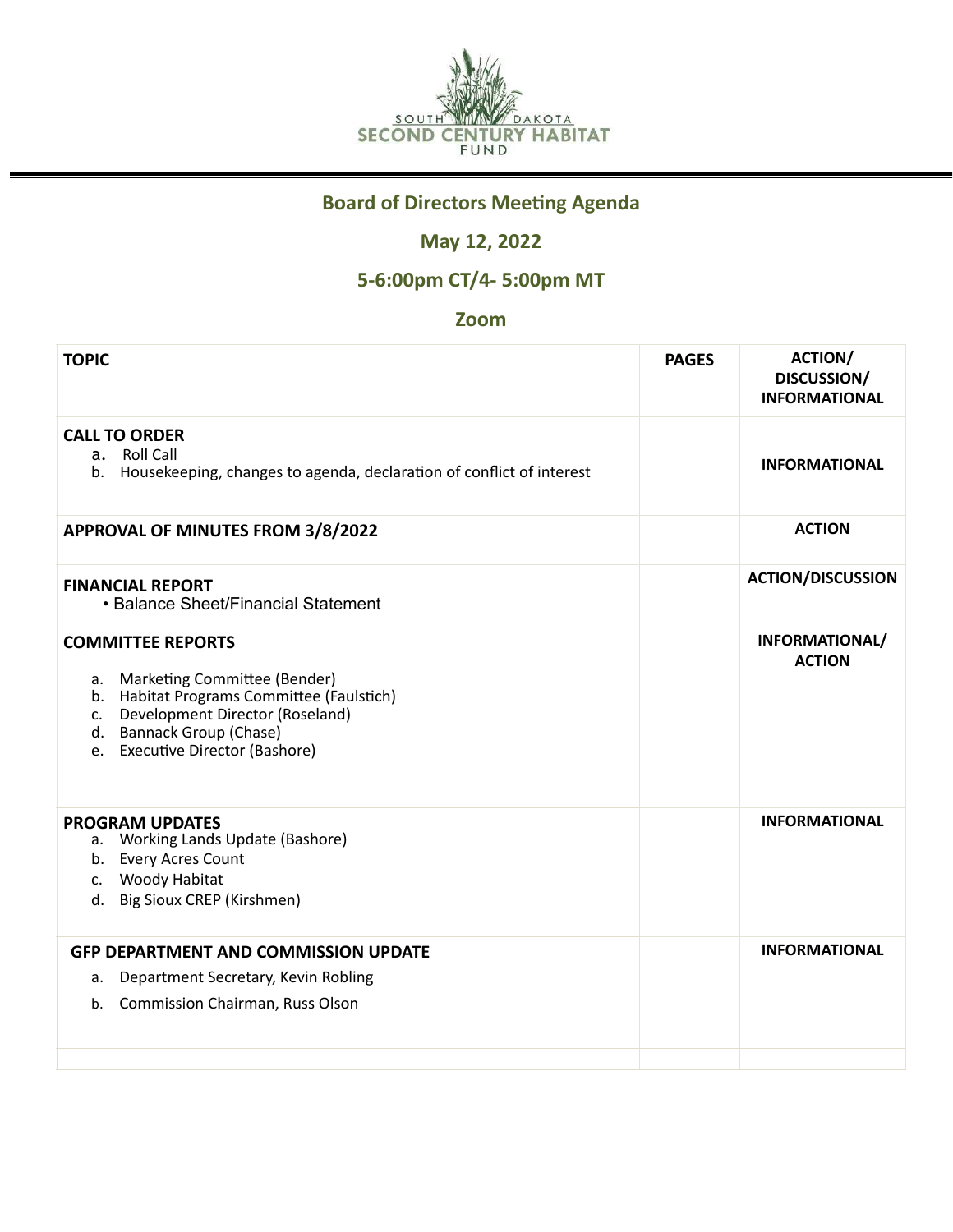SOUTH DAKOTA SECOND CENTURY HABITAT FUND

# Board of Directors Meeting Agenda

## May 12, 2022

## 5-6:00pm CT/4- 5:00pm MT

## Zoom

| TOPIC | PAGES | ACTION/ DISCUSSION/ INFORMATIONAL |
|---|---|---|
| **CALL TO ORDER**<br>a. Roll Call<br>b. Housekeeping, changes to agenda, declaration of conflict of interest | | **INFORMATIONAL** |
| **APPROVAL OF MINUTES FROM 3/8/2022** | | **ACTION** |
| **FINANCIAL REPORT**<br>• Balance Sheet/Financial Statement | | **ACTION/DISCUSSION** |
| **COMMITTEE REPORTS**<br>a. Marketing Committee (Bender)<br>b. Habitat Programs Committee (Faulstich)<br>c. Development Director (Roseland)<br>d. Bannack Group (Chase)<br>e. Executive Director (Bashore) | | **INFORMATIONAL/ ACTION** |
| **PROGRAM UPDATES**<br>a. Working Lands Update (Bashore)<br>b. Every Acres Count<br>c. Woody Habitat<br>d. Big Sioux CREP (Kirshmen) | | **INFORMATIONAL** |
| **GFP DEPARTMENT AND COMMISSION UPDATE**<br>a. Department Secretary, Kevin Robling<br>b. Commission Chairman, Russ Olson | | **INFORMATIONAL** |
| | | |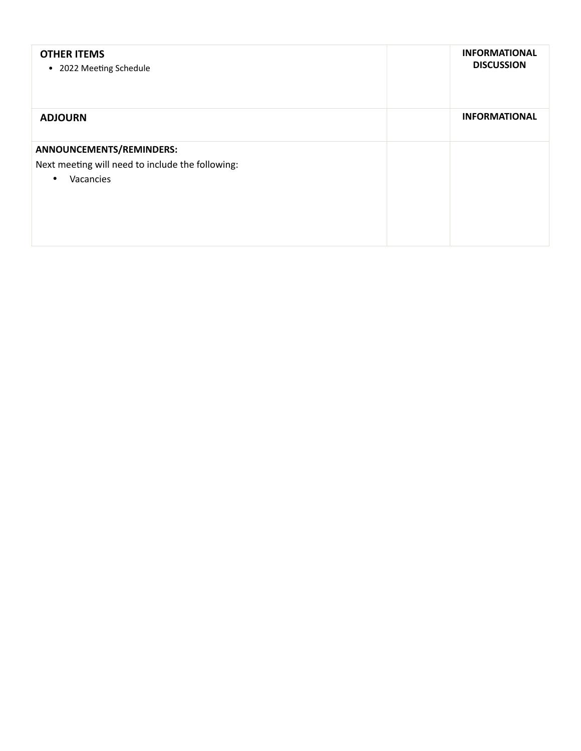| | | |
|---|---|---|
| **OTHER ITEMS**<br>• 2022 Meeting Schedule | | **INFORMATIONAL DISCUSSION** |
| **ADJOURN** | | **INFORMATIONAL** |
| **ANNOUNCEMENTS/REMINDERS:**<br>Next meeting will need to include the following:<br>• Vacancies | | |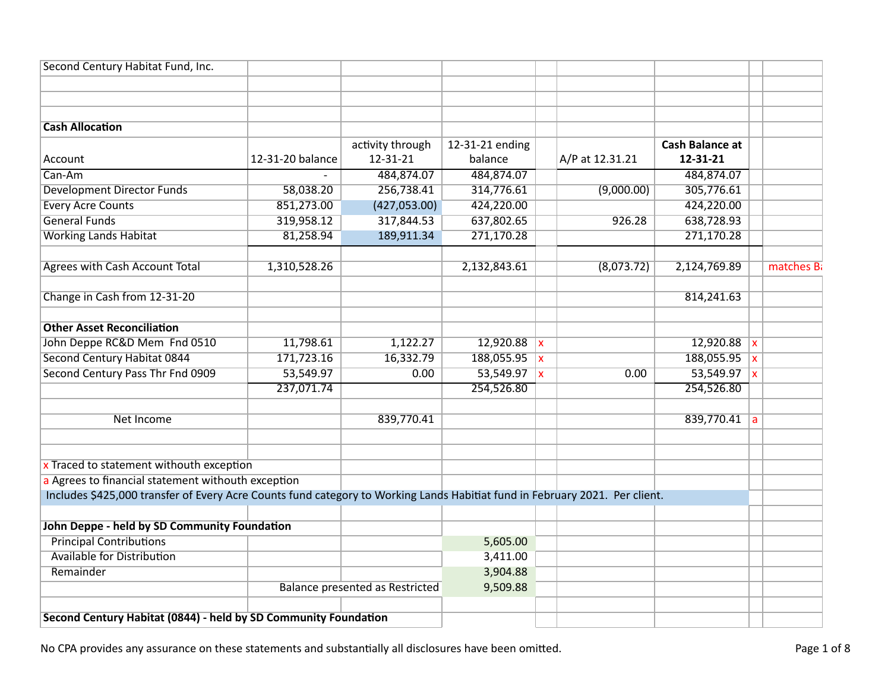Second Century Habitat Fund, Inc.

**Cash Allocation**

| Account | 12-31-20 balance | activity through 12-31-21 | 12-31-21 ending balance | | A/P at 12.31.21 | Cash Balance at 12-31-21 | | |
|---|---|---|---|---|---|---|---|---|
| Can-Am | - | 484,874.07 | 484,874.07 | | | 484,874.07 | | |
| Development Director Funds | 58,038.20 | 256,738.41 | 314,776.61 | | (9,000.00) | 305,776.61 | | |
| Every Acre Counts | 851,273.00 | (427,053.00) | 424,220.00 | | | 424,220.00 | | |
| General Funds | 319,958.12 | 317,844.53 | 637,802.65 | | 926.28 | 638,728.93 | | |
| Working Lands Habitat | 81,258.94 | 189,911.34 | 271,170.28 | | | 271,170.28 | | |
| | | | | | | | | |
| Agrees with Cash Account Total | 1,310,528.26 | | 2,132,843.61 | | (8,073.72) | 2,124,769.89 | | matches Ba |
| | | | | | | | | |
| Change in Cash from 12-31-20 | | | | | | 814,241.63 | | |
| | | | | | | | | |
| **Other Asset Reconciliation** | | | | | | | | |
| John Deppe RC&D Mem Fnd 0510 | 11,798.61 | 1,122.27 | 12,920.88 | x | | 12,920.88 | x | |
| Second Century Habitat 0844 | 171,723.16 | 16,332.79 | 188,055.95 | x | | 188,055.95 | x | |
| Second Century Pass Thr Fnd 0909 | 53,549.97 | 0.00 | 53,549.97 | x | 0.00 | 53,549.97 | x | |
| | 237,071.74 | | 254,526.80 | | | 254,526.80 | | |
| | | | | | | | | |
| Net Income | | 839,770.41 | | | | 839,770.41 | a | |

x Traced to statement withouth exception

a Agrees to financial statement withouth exception

Includes $425,000 transfer of Every Acre Counts fund category to Working Lands Habitiat fund in February 2021. Per client.

**John Deppe - held by SD Community Foundation**

| | | |
|---|---|---|
| Principal Contributions | | 5,605.00 |
| Available for Distribution | | 3,411.00 |
| Remainder | | 3,904.88 |
| | Balance presented as Restricted | 9,509.88 |

**Second Century Habitat (0844) - held by SD Community Foundation**

No CPA provides any assurance on these statements and substantially all disclosures have been omitted.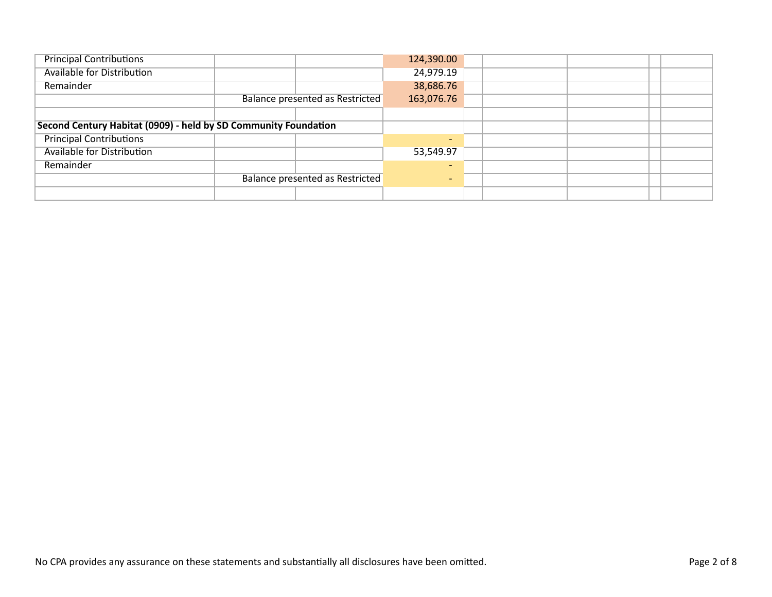| | | | | | | | | |
|---|---|---|---|---|---|---|---|---|
| Principal Contributions | | | 124,390.00 | | | | | |
| Available for Distribution | | | 24,979.19 | | | | | |
| Remainder | | | 38,686.76 | | | | | |
| | Balance presented as Restricted | | 163,076.76 | | | | | |
| | | | | | | | | |
| **Second Century Habitat (0909) - held by SD Community Foundation** | | | | | | | | |
| Principal Contributions | | | - | | | | | |
| Available for Distribution | | | 53,549.97 | | | | | |
| Remainder | | | - | | | | | |
| | Balance presented as Restricted | | - | | | | | |
| | | | | | | | | |

No CPA provides any assurance on these statements and substantially all disclosures have been omitted.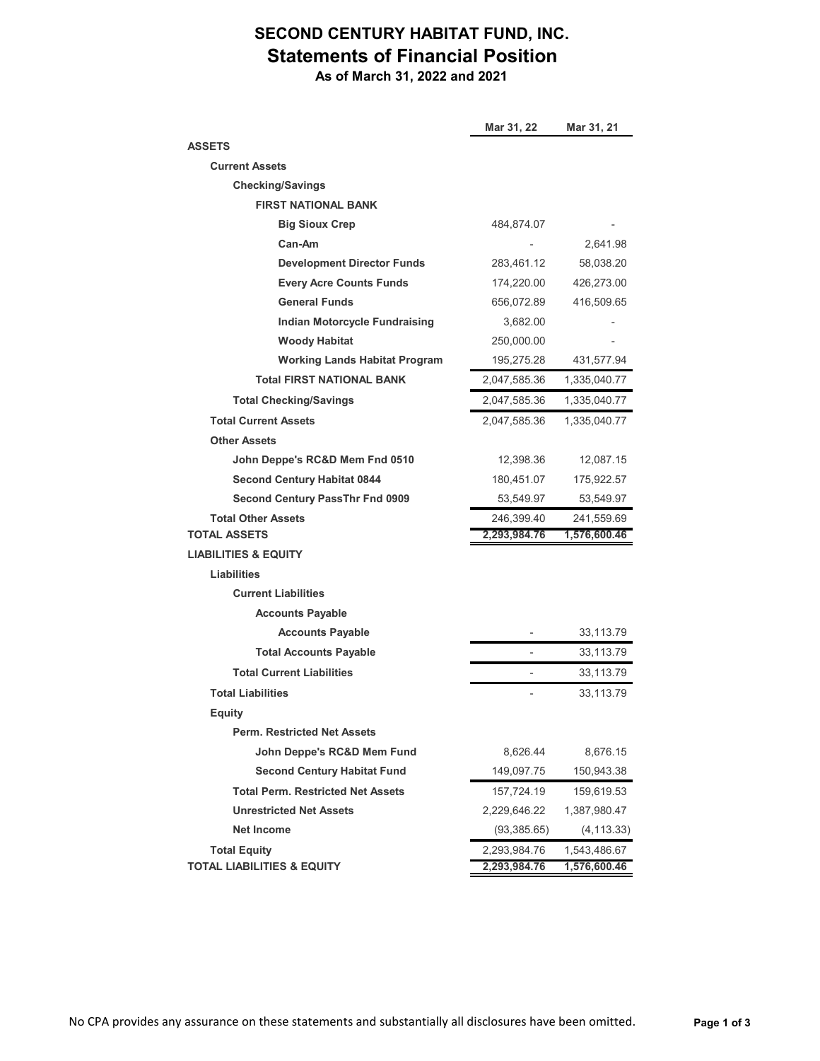# SECOND CENTURY HABITAT FUND, INC.

## Statements of Financial Position

**As of March 31, 2022 and 2021**

| | Mar 31, 22 | Mar 31, 21 |
|---|---|---|
| **ASSETS** | | |
| **Current Assets** | | |
| **Checking/Savings** | | |
| **FIRST NATIONAL BANK** | | |
| **Big Sioux Crep** | 484,874.07 | - |
| **Can-Am** | - | 2,641.98 |
| **Development Director Funds** | 283,461.12 | 58,038.20 |
| **Every Acre Counts Funds** | 174,220.00 | 426,273.00 |
| **General Funds** | 656,072.89 | 416,509.65 |
| **Indian Motorcycle Fundraising** | 3,682.00 | - |
| **Woody Habitat** | 250,000.00 | - |
| **Working Lands Habitat Program** | 195,275.28 | 431,577.94 |
| **Total FIRST NATIONAL BANK** | 2,047,585.36 | 1,335,040.77 |
| **Total Checking/Savings** | 2,047,585.36 | 1,335,040.77 |
| **Total Current Assets** | 2,047,585.36 | 1,335,040.77 |
| **Other Assets** | | |
| **John Deppe's RC&D Mem Fnd 0510** | 12,398.36 | 12,087.15 |
| **Second Century Habitat 0844** | 180,451.07 | 175,922.57 |
| **Second Century PassThr Fnd 0909** | 53,549.97 | 53,549.97 |
| **Total Other Assets** | 246,399.40 | 241,559.69 |
| **TOTAL ASSETS** | **2,293,984.76** | **1,576,600.46** |
| **LIABILITIES & EQUITY** | | |
| **Liabilities** | | |
| **Current Liabilities** | | |
| **Accounts Payable** | | |
| **Accounts Payable** | - | 33,113.79 |
| **Total Accounts Payable** | - | 33,113.79 |
| **Total Current Liabilities** | - | 33,113.79 |
| **Total Liabilities** | - | 33,113.79 |
| **Equity** | | |
| **Perm. Restricted Net Assets** | | |
| **John Deppe's RC&D Mem Fund** | 8,626.44 | 8,676.15 |
| **Second Century Habitat Fund** | 149,097.75 | 150,943.38 |
| **Total Perm. Restricted Net Assets** | 157,724.19 | 159,619.53 |
| **Unrestricted Net Assets** | 2,229,646.22 | 1,387,980.47 |
| **Net Income** | (93,385.65) | (4,113.33) |
| **Total Equity** | 2,293,984.76 | 1,543,486.67 |
| **TOTAL LIABILITIES & EQUITY** | **2,293,984.76** | **1,576,600.46** |

No CPA provides any assurance on these statements and substantially all disclosures have been omitted.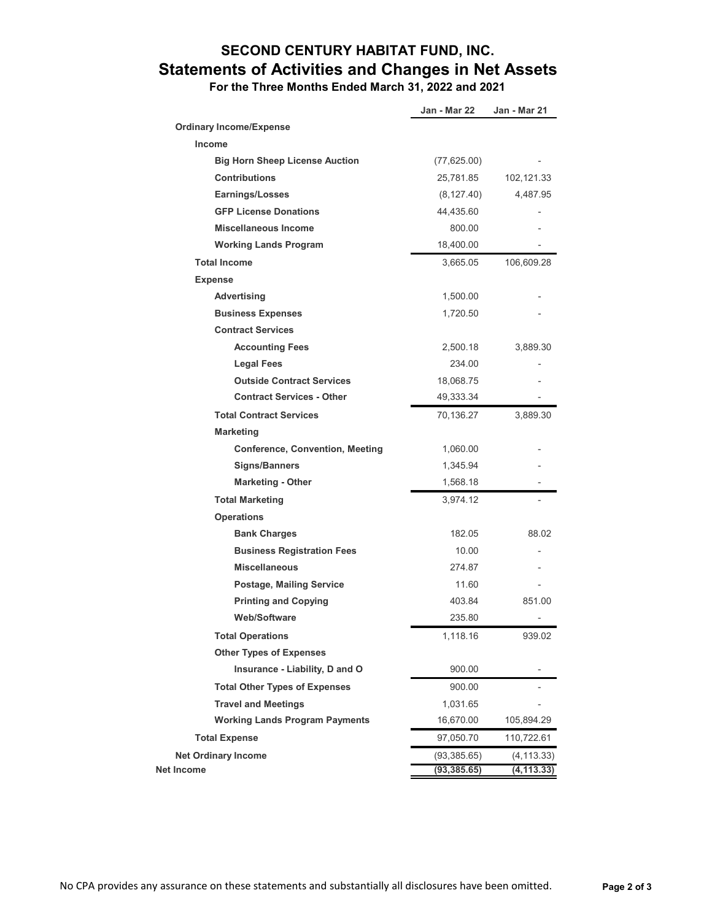# SECOND CENTURY HABITAT FUND, INC.

## Statements of Activities and Changes in Net Assets

### For the Three Months Ended March 31, 2022 and 2021

| | Jan - Mar 22 | Jan - Mar 21 |
|---|---|---|
| **Ordinary Income/Expense** | | |
| **Income** | | |
| **Big Horn Sheep License Auction** | (77,625.00) | - |
| **Contributions** | 25,781.85 | 102,121.33 |
| **Earnings/Losses** | (8,127.40) | 4,487.95 |
| **GFP License Donations** | 44,435.60 | - |
| **Miscellaneous Income** | 800.00 | - |
| **Working Lands Program** | 18,400.00 | - |
| **Total Income** | 3,665.05 | 106,609.28 |
| **Expense** | | |
| **Advertising** | 1,500.00 | - |
| **Business Expenses** | 1,720.50 | - |
| **Contract Services** | | |
| **Accounting Fees** | 2,500.18 | 3,889.30 |
| **Legal Fees** | 234.00 | - |
| **Outside Contract Services** | 18,068.75 | - |
| **Contract Services - Other** | 49,333.34 | - |
| **Total Contract Services** | 70,136.27 | 3,889.30 |
| **Marketing** | | |
| **Conference, Convention, Meeting** | 1,060.00 | - |
| **Signs/Banners** | 1,345.94 | - |
| **Marketing - Other** | 1,568.18 | - |
| **Total Marketing** | 3,974.12 | - |
| **Operations** | | |
| **Bank Charges** | 182.05 | 88.02 |
| **Business Registration Fees** | 10.00 | - |
| **Miscellaneous** | 274.87 | - |
| **Postage, Mailing Service** | 11.60 | - |
| **Printing and Copying** | 403.84 | 851.00 |
| **Web/Software** | 235.80 | - |
| **Total Operations** | 1,118.16 | 939.02 |
| **Other Types of Expenses** | | |
| **Insurance - Liability, D and O** | 900.00 | - |
| **Total Other Types of Expenses** | 900.00 | - |
| **Travel and Meetings** | 1,031.65 | - |
| **Working Lands Program Payments** | 16,670.00 | 105,894.29 |
| **Total Expense** | 97,050.70 | 110,722.61 |
| **Net Ordinary Income** | (93,385.65) | (4,113.33) |
| **Net Income** | **(93,385.65)** | **(4,113.33)** |

No CPA provides any assurance on these statements and substantially all disclosures have been omitted.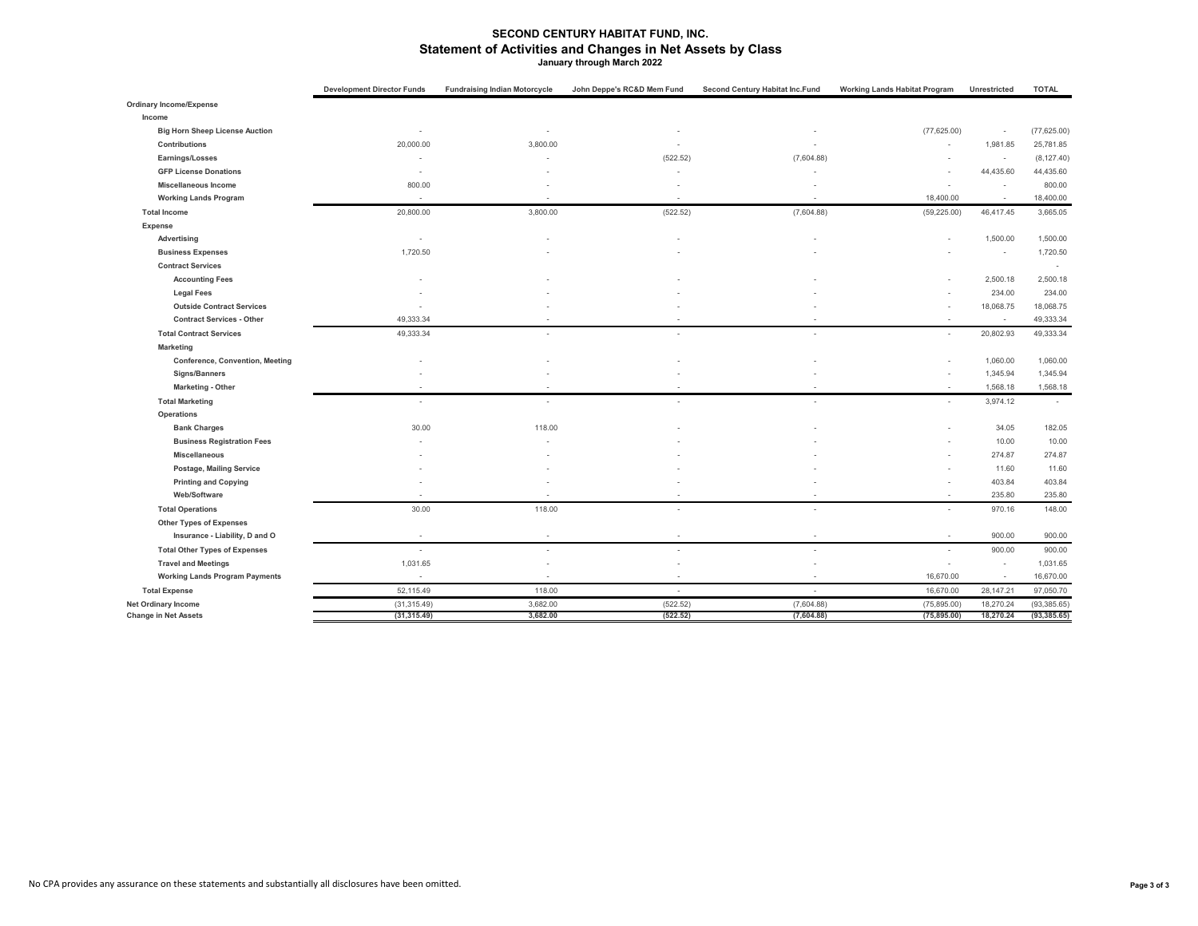**SECOND CENTURY HABITAT FUND, INC.**

**Statement of Activities and Changes in Net Assets by Class**

**January through March 2022**

| | Development Director Funds | Fundraising Indian Motorcycle | John Deppe's RC&D Mem Fund | Second Century Habitat Inc.Fund | Working Lands Habitat Program | Unrestricted | TOTAL |
|---|---|---|---|---|---|---|---|
| **Ordinary Income/Expense** | | | | | | | |
| **Income** | | | | | | | |
| Big Horn Sheep License Auction | - | - | - | - | (77,625.00) | - | (77,625.00) |
| Contributions | 20,000.00 | 3,800.00 | - | - | - | 1,981.85 | 25,781.85 |
| Earnings/Losses | - | - | (522.52) | (7,604.88) | - | - | (8,127.40) |
| GFP License Donations | - | - | - | - | - | 44,435.60 | 44,435.60 |
| Miscellaneous Income | 800.00 | - | - | - | - | - | 800.00 |
| Working Lands Program | - | - | - | - | 18,400.00 | - | 18,400.00 |
| **Total Income** | 20,800.00 | 3,800.00 | (522.52) | (7,604.88) | (59,225.00) | 46,417.45 | 3,665.05 |
| **Expense** | | | | | | | |
| Advertising | - | - | - | - | - | 1,500.00 | 1,500.00 |
| Business Expenses | 1,720.50 | - | - | - | - | - | 1,720.50 |
| Contract Services | | | | | | | - |
| Accounting Fees | - | - | - | - | - | 2,500.18 | 2,500.18 |
| Legal Fees | - | - | - | - | - | 234.00 | 234.00 |
| Outside Contract Services | - | - | - | - | - | 18,068.75 | 18,068.75 |
| Contract Services - Other | 49,333.34 | - | - | - | - | - | 49,333.34 |
| **Total Contract Services** | 49,333.34 | - | - | - | - | 20,802.93 | 49,333.34 |
| Marketing | | | | | | | |
| Conference, Convention, Meeting | - | - | - | - | - | 1,060.00 | 1,060.00 |
| Signs/Banners | - | - | - | - | - | 1,345.94 | 1,345.94 |
| Marketing - Other | - | - | - | - | - | 1,568.18 | 1,568.18 |
| **Total Marketing** | - | - | - | - | - | 3,974.12 | - |
| Operations | | | | | | | |
| Bank Charges | 30.00 | 118.00 | - | - | - | 34.05 | 182.05 |
| Business Registration Fees | - | - | - | - | - | 10.00 | 10.00 |
| Miscellaneous | - | - | - | - | - | 274.87 | 274.87 |
| Postage, Mailing Service | - | - | - | - | - | 11.60 | 11.60 |
| Printing and Copying | - | - | - | - | - | 403.84 | 403.84 |
| Web/Software | - | - | - | - | - | 235.80 | 235.80 |
| **Total Operations** | 30.00 | 118.00 | - | - | - | 970.16 | 148.00 |
| Other Types of Expenses | | | | | | | |
| Insurance - Liability, D and O | - | - | - | - | - | 900.00 | 900.00 |
| **Total Other Types of Expenses** | - | - | - | - | - | 900.00 | 900.00 |
| Travel and Meetings | 1,031.65 | - | - | - | - | - | 1,031.65 |
| Working Lands Program Payments | - | - | - | - | 16,670.00 | - | 16,670.00 |
| **Total Expense** | 52,115.49 | 118.00 | - | - | 16,670.00 | 28,147.21 | 97,050.70 |
| **Net Ordinary Income** | (31,315.49) | 3,682.00 | (522.52) | (7,604.88) | (75,895.00) | 18,270.24 | (93,385.65) |
| **Change in Net Assets** | **(31,315.49)** | **3,682.00** | **(522.52)** | **(7,604.88)** | **(75,895.00)** | **18,270.24** | **(93,385.65)** |

No CPA provides any assurance on these statements and substantially all disclosures have been omitted.